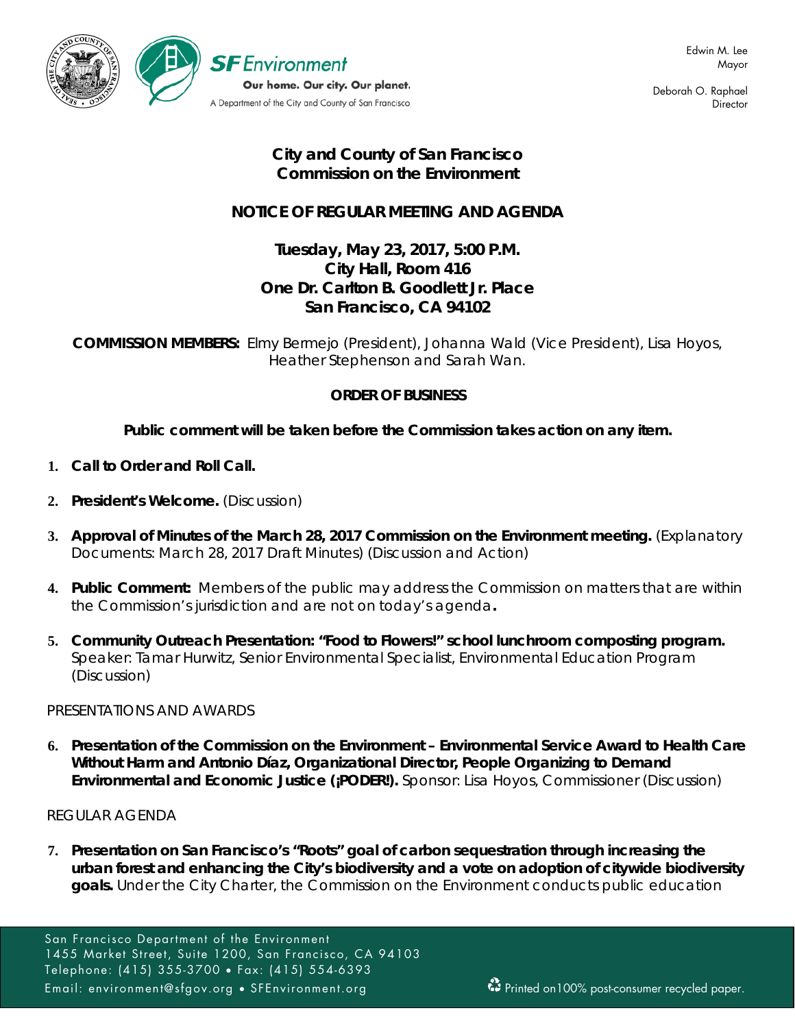SF Environment

Our home. Our city. Our planet.

A Department of the City and County of San Francisco

Edwin M. Lee
Mayor

Deborah O. Raphael
Director

# City and County of San Francisco
# Commission on the Environment

## NOTICE OF REGULAR MEETING AND AGENDA

**Tuesday, May 23, 2017, 5:00 P.M.**
**City Hall, Room 416**
**One Dr. Carlton B. Goodlett Jr. Place**
**San Francisco, CA 94102**

**COMMISSION MEMBERS:** Elmy Bermejo (President), Johanna Wald (Vice President), Lisa Hoyos, Heather Stephenson and Sarah Wan.

**ORDER OF BUSINESS**

**Public comment will be taken before the Commission takes action on any item.**

1. **Call to Order and Roll Call.**

2. **President's Welcome.** (Discussion)

3. **Approval of Minutes of the March 28, 2017 Commission on the Environment meeting.** (Explanatory Documents: March 28, 2017 Draft Minutes) (Discussion and Action)

4. **Public Comment:** Members of the public may address the Commission on matters that are within the Commission's jurisdiction and are not on today's agenda**.**

5. **Community Outreach Presentation: "Food to Flowers!" school lunchroom composting program.** Speaker: Tamar Hurwitz, Senior Environmental Specialist, Environmental Education Program (Discussion)

PRESENTATIONS AND AWARDS

6. **Presentation of the Commission on the Environment – Environmental Service Award to Health Care Without Harm and Antonio Díaz, Organizational Director, People Organizing to Demand Environmental and Economic Justice (¡PODER!).** Sponsor: Lisa Hoyos, Commissioner (Discussion)

REGULAR AGENDA

7. **Presentation on San Francisco's "Roots" goal of carbon sequestration through increasing the urban forest and enhancing the City's biodiversity and a vote on adoption of citywide biodiversity goals.** Under the City Charter, the Commission on the Environment conducts public education

San Francisco Department of the Environment
1455 Market Street, Suite 1200, San Francisco, CA 94103
Telephone: (415) 355-3700 • Fax: (415) 554-6393
Email: environment@sfgov.org • SFEnvironment.org

Printed on100% post-consumer recycled paper.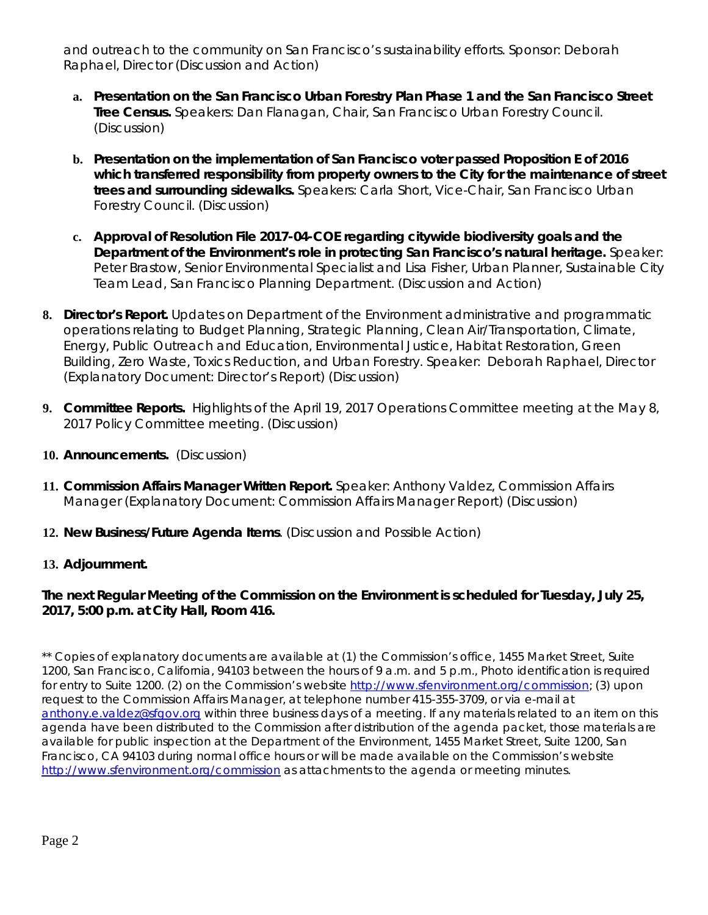and outreach to the community on San Francisco's sustainability efforts. Sponsor: Deborah Raphael, Director (Discussion and Action)

a. **Presentation on the San Francisco Urban Forestry Plan Phase 1 and the San Francisco Street Tree Census.** Speakers: Dan Flanagan, Chair, San Francisco Urban Forestry Council. (Discussion)

b. **Presentation on the implementation of San Francisco voter passed Proposition E of 2016 which transferred responsibility from property owners to the City for the maintenance of street trees and surrounding sidewalks.** Speakers: Carla Short, Vice-Chair, San Francisco Urban Forestry Council. (Discussion)

c. **Approval of Resolution File 2017-04-COE regarding citywide biodiversity goals and the Department of the Environment's role in protecting San Francisco's natural heritage.** Speaker: Peter Brastow, Senior Environmental Specialist and Lisa Fisher, Urban Planner, Sustainable City Team Lead, San Francisco Planning Department. (Discussion and Action)

8. **Director's Report.** Updates on Department of the Environment administrative and programmatic operations relating to Budget Planning, Strategic Planning, Clean Air/Transportation, Climate, Energy, Public Outreach and Education, Environmental Justice, Habitat Restoration, Green Building, Zero Waste, Toxics Reduction, and Urban Forestry. Speaker: Deborah Raphael, Director (Explanatory Document: Director's Report) (Discussion)

9. **Committee Reports.** Highlights of the April 19, 2017 Operations Committee meeting at the May 8, 2017 Policy Committee meeting. (Discussion)

10. **Announcements.** (Discussion)

11. **Commission Affairs Manager Written Report.** Speaker: Anthony Valdez, Commission Affairs Manager (Explanatory Document: Commission Affairs Manager Report) (Discussion)

12. **New Business/Future Agenda Items**. (Discussion and Possible Action)

13. **Adjournment.**

**The next Regular Meeting of the Commission on the Environment is scheduled for Tuesday, July 25, 2017, 5:00 p.m. at City Hall, Room 416.**

** Copies of explanatory documents are available at (1) the Commission's office, 1455 Market Street, Suite 1200, San Francisco, California, 94103 between the hours of 9 a.m. and 5 p.m., Photo identification is required for entry to Suite 1200. (2) on the Commission's website http://www.sfenvironment.org/commission; (3) upon request to the Commission Affairs Manager, at telephone number 415-355-3709, or via e-mail at anthony.e.valdez@sfgov.org within three business days of a meeting. If any materials related to an item on this agenda have been distributed to the Commission after distribution of the agenda packet, those materials are available for public inspection at the Department of the Environment, 1455 Market Street, Suite 1200, San Francisco, CA 94103 during normal office hours or will be made available on the Commission's website http://www.sfenvironment.org/commission as attachments to the agenda or meeting minutes.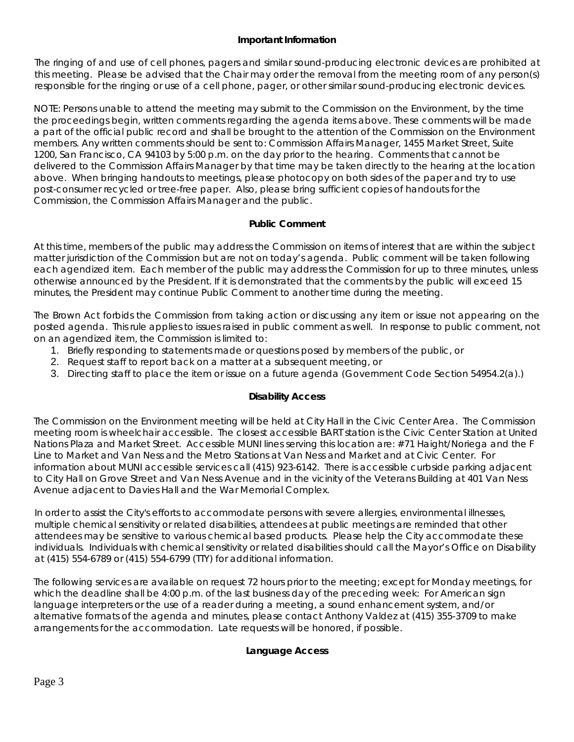### Important Information

The ringing of and use of cell phones, pagers and similar sound-producing electronic devices are prohibited at this meeting. Please be advised that the Chair may order the removal from the meeting room of any person(s) responsible for the ringing or use of a cell phone, pager, or other similar sound-producing electronic devices.

NOTE: Persons unable to attend the meeting may submit to the Commission on the Environment, by the time the proceedings begin, written comments regarding the agenda items above. These comments will be made a part of the official public record and shall be brought to the attention of the Commission on the Environment members. Any written comments should be sent to: Commission Affairs Manager, 1455 Market Street, Suite 1200, San Francisco, CA 94103 by 5:00 p.m. on the day prior to the hearing. Comments that cannot be delivered to the Commission Affairs Manager by that time may be taken directly to the hearing at the location above. When bringing handouts to meetings, please photocopy on both sides of the paper and try to use post-consumer recycled or tree-free paper. Also, please bring sufficient copies of handouts for the Commission, the Commission Affairs Manager and the public.

### Public Comment

At this time, members of the public may address the Commission on items of interest that are within the subject matter jurisdiction of the Commission but are not on today's agenda. Public comment will be taken following each agendized item. Each member of the public may address the Commission for up to three minutes, unless otherwise announced by the President. If it is demonstrated that the comments by the public will exceed 15 minutes, the President may continue Public Comment to another time during the meeting.

The Brown Act forbids the Commission from taking action or discussing any item or issue not appearing on the posted agenda. This rule applies to issues raised in public comment as well. In response to public comment, not on an agendized item, the Commission is limited to:

1. Briefly responding to statements made or questions posed by members of the public, or
2. Request staff to report back on a matter at a subsequent meeting, or
3. Directing staff to place the item or issue on a future agenda (Government Code Section 54954.2(a).)

### Disability Access

The Commission on the Environment meeting will be held at City Hall in the Civic Center Area. The Commission meeting room is wheelchair accessible. The closest accessible BART station is the Civic Center Station at United Nations Plaza and Market Street. Accessible MUNI lines serving this location are: #71 Haight/Noriega and the F Line to Market and Van Ness and the Metro Stations at Van Ness and Market and at Civic Center. For information about MUNI accessible services call (415) 923-6142. There is accessible curbside parking adjacent to City Hall on Grove Street and Van Ness Avenue and in the vicinity of the Veterans Building at 401 Van Ness Avenue adjacent to Davies Hall and the War Memorial Complex.

In order to assist the City's efforts to accommodate persons with severe allergies, environmental illnesses, multiple chemical sensitivity or related disabilities, attendees at public meetings are reminded that other attendees may be sensitive to various chemical based products. Please help the City accommodate these individuals. Individuals with chemical sensitivity or related disabilities should call the Mayor's Office on Disability at (415) 554-6789 or (415) 554-6799 (TTY) for additional information.

The following services are available on request 72 hours prior to the meeting; except for Monday meetings, for which the deadline shall be 4:00 p.m. of the last business day of the preceding week: For American sign language interpreters or the use of a reader during a meeting, a sound enhancement system, and/or alternative formats of the agenda and minutes, please contact Anthony Valdez at (415) 355-3709 to make arrangements for the accommodation. Late requests will be honored, if possible.

### Language Access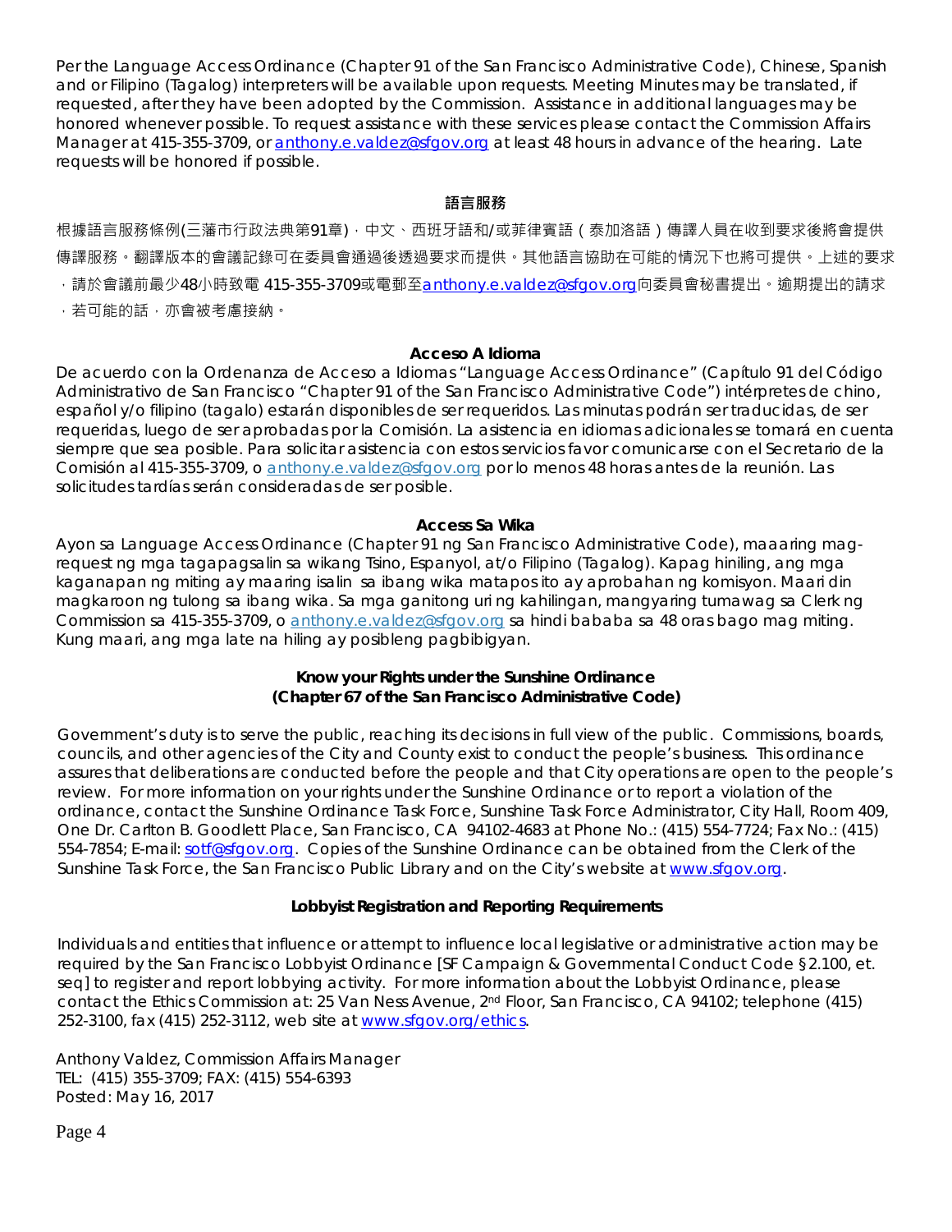Per the Language Access Ordinance (Chapter 91 of the San Francisco Administrative Code), Chinese, Spanish and or Filipino (Tagalog) interpreters will be available upon requests. Meeting Minutes may be translated, if requested, after they have been adopted by the Commission. Assistance in additional languages may be honored whenever possible. To request assistance with these services please contact the Commission Affairs Manager at 415-355-3709, or anthony.e.valdez@sfgov.org at least 48 hours in advance of the hearing. Late requests will be honored if possible.

**語言服務**

根據語言服務條例(三藩市行政法典第91章)，中文、西班牙語和/或菲律賓語（泰加洛語）傳譯人員在收到要求後將會提供傳譯服務。翻譯版本的會議記錄可在委員會通過後透過要求而提供。其他語言協助在可能的情況下也將可提供。上述的要求，請於會議前最少48小時致電 415-355-3709或電郵至anthony.e.valdez@sfgov.org向委員會秘書提出。逾期提出的請求，若可能的話，亦會被考慮接納。

**Acceso A Idioma**

De acuerdo con la Ordenanza de Acceso a Idiomas "Language Access Ordinance" (Capítulo 91 del Código Administrativo de San Francisco "Chapter 91 of the San Francisco Administrative Code") intérpretes de chino, español y/o filipino (tagalo) estarán disponibles de ser requeridos. Las minutas podrán ser traducidas, de ser requeridas, luego de ser aprobadas por la Comisión. La asistencia en idiomas adicionales se tomará en cuenta siempre que sea posible. Para solicitar asistencia con estos servicios favor comunicarse con el Secretario de la Comisión al 415-355-3709, o anthony.e.valdez@sfgov.org por lo menos 48 horas antes de la reunión. Las solicitudes tardías serán consideradas de ser posible.

**Access Sa Wika**

Ayon sa Language Access Ordinance (Chapter 91 ng San Francisco Administrative Code), maaaring mag-request ng mga tagapagsalin sa wikang Tsino, Espanyol, at/o Filipino (Tagalog). Kapag hiniling, ang mga kaganapan ng miting ay maaring isalin sa ibang wika matapos ito ay aprobahan ng komisyon. Maari din magkaroon ng tulong sa ibang wika. Sa mga ganitong uri ng kahilingan, mangyaring tumawag sa Clerk ng Commission sa 415-355-3709, o anthony.e.valdez@sfgov.org sa hindi bababa sa 48 oras bago mag miting. Kung maari, ang mga late na hiling ay posibleng pagbibigyan.

**Know your Rights under the Sunshine Ordinance**
**(Chapter 67 of the San Francisco Administrative Code)**

Government's duty is to serve the public, reaching its decisions in full view of the public. Commissions, boards, councils, and other agencies of the City and County exist to conduct the people's business. This ordinance assures that deliberations are conducted before the people and that City operations are open to the people's review. For more information on your rights under the Sunshine Ordinance or to report a violation of the ordinance, contact the Sunshine Ordinance Task Force, Sunshine Task Force Administrator, City Hall, Room 409, One Dr. Carlton B. Goodlett Place, San Francisco, CA 94102-4683 at Phone No.: (415) 554-7724; Fax No.: (415) 554-7854; E-mail: sotf@sfgov.org. Copies of the Sunshine Ordinance can be obtained from the Clerk of the Sunshine Task Force, the San Francisco Public Library and on the City's website at www.sfgov.org.

**Lobbyist Registration and Reporting Requirements**

Individuals and entities that influence or attempt to influence local legislative or administrative action may be required by the San Francisco Lobbyist Ordinance [SF Campaign & Governmental Conduct Code §2.100, et. seq] to register and report lobbying activity. For more information about the Lobbyist Ordinance, please contact the Ethics Commission at: 25 Van Ness Avenue, 2nd Floor, San Francisco, CA 94102; telephone (415) 252-3100, fax (415) 252-3112, web site at www.sfgov.org/ethics.

Anthony Valdez, Commission Affairs Manager
TEL: (415) 355-3709; FAX: (415) 554-6393
Posted: May 16, 2017